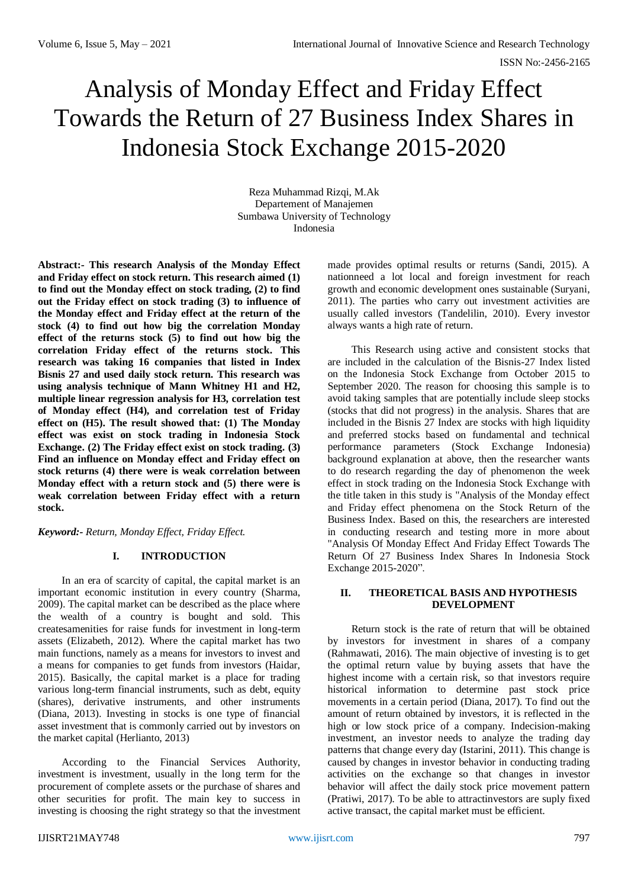# Analysis of Monday Effect and Friday Effect Towards the Return of 27 Business Index Shares in Indonesia Stock Exchange 2015-2020

Reza Muhammad Rizqi, M.Ak
Departement of Manajemen
Sumbawa University of Technology
Indonesia

**Abstract:- This research Analysis of the Monday Effect and Friday effect on stock return. This research aimed (1) to find out the Monday effect on stock trading, (2) to find out the Friday effect on stock trading (3) to influence of the Monday effect and Friday effect at the return of the stock (4) to find out how big the correlation Monday effect of the returns stock (5) to find out how big the correlation Friday effect of the returns stock. This research was taking 16 companies that listed in Index Bisnis 27 and used daily stock return. This research was using analysis technique of Mann Whitney H1 and H2, multiple linear regression analysis for H3, correlation test of Monday effect (H4), and correlation test of Friday effect on (H5). The result showed that: (1) The Monday effect was exist on stock trading in Indonesia Stock Exchange. (2) The Friday effect exist on stock trading. (3) Find an influence on Monday effect and Friday effect on stock returns (4) there were is weak correlation between Monday effect with a return stock and (5) there were is weak correlation between Friday effect with a return stock.**

***Keyword:-*** *Return, Monday Effect, Friday Effect.*

## I. INTRODUCTION

In an era of scarcity of capital, the capital market is an important economic institution in every country (Sharma, 2009). The capital market can be described as the place where the wealth of a country is bought and sold. This createsamenities for raise funds for investment in long-term assets (Elizabeth, 2012). Where the capital market has two main functions, namely as a means for investors to invest and a means for companies to get funds from investors (Haidar, 2015). Basically, the capital market is a place for trading various long-term financial instruments, such as debt, equity (shares), derivative instruments, and other instruments (Diana, 2013). Investing in stocks is one type of financial asset investment that is commonly carried out by investors on the market capital (Herlianto, 2013)

According to the Financial Services Authority, investment is investment, usually in the long term for the procurement of complete assets or the purchase of shares and other securities for profit. The main key to success in investing is choosing the right strategy so that the investment made provides optimal results or returns (Sandi, 2015). A nationneed a lot local and foreign investment for reach growth and economic development ones sustainable (Suryani, 2011). The parties who carry out investment activities are usually called investors (Tandelilin, 2010). Every investor always wants a high rate of return.

This Research using active and consistent stocks that are included in the calculation of the Bisnis-27 Index listed on the Indonesia Stock Exchange from October 2015 to September 2020. The reason for choosing this sample is to avoid taking samples that are potentially include sleep stocks (stocks that did not progress) in the analysis. Shares that are included in the Bisnis 27 Index are stocks with high liquidity and preferred stocks based on fundamental and technical performance parameters (Stock Exchange Indonesia) background explanation at above, then the researcher wants to do research regarding the day of phenomenon the week effect in stock trading on the Indonesia Stock Exchange with the title taken in this study is "Analysis of the Monday effect and Friday effect phenomena on the Stock Return of the Business Index. Based on this, the researchers are interested in conducting research and testing more in more about "Analysis Of Monday Effect And Friday Effect Towards The Return Of 27 Business Index Shares In Indonesia Stock Exchange 2015-2020".

## II. THEORETICAL BASIS AND HYPOTHESIS DEVELOPMENT

Return stock is the rate of return that will be obtained by investors for investment in shares of a company (Rahmawati, 2016). The main objective of investing is to get the optimal return value by buying assets that have the highest income with a certain risk, so that investors require historical information to determine past stock price movements in a certain period (Diana, 2017). To find out the amount of return obtained by investors, it is reflected in the high or low stock price of a company. Indecision-making investment, an investor needs to analyze the trading day patterns that change every day (Istarini, 2011). This change is caused by changes in investor behavior in conducting trading activities on the exchange so that changes in investor behavior will affect the daily stock price movement pattern (Pratiwi, 2017). To be able to attractinvestors are suply fixed active transact, the capital market must be efficient.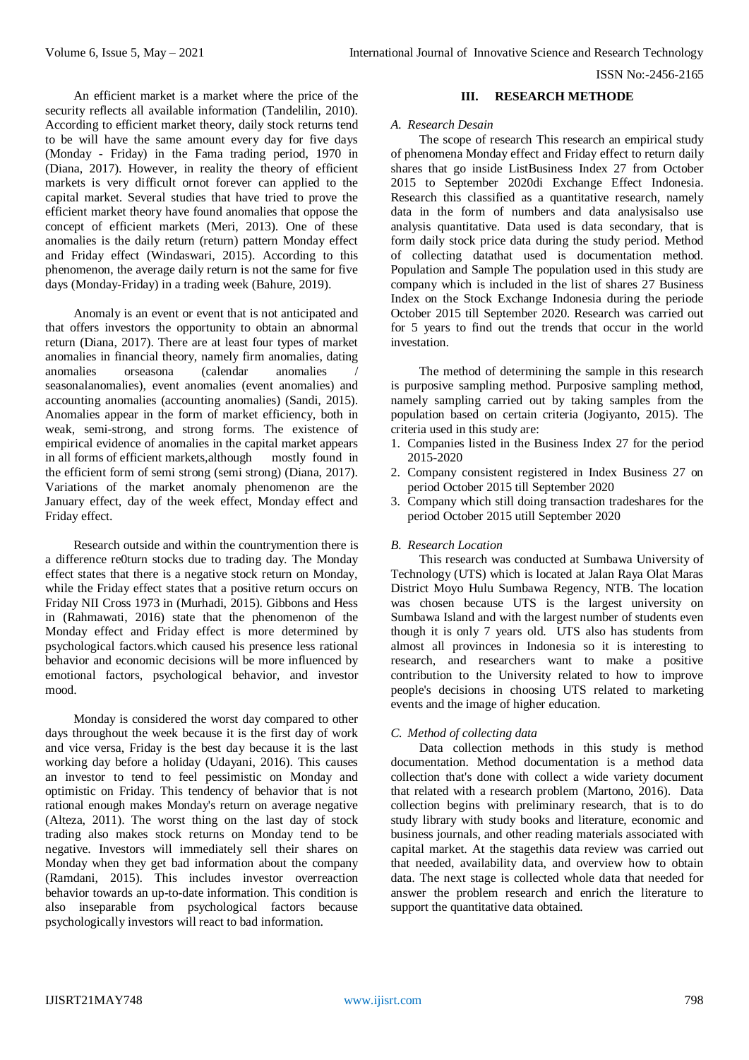An efficient market is a market where the price of the security reflects all available information (Tandelilin, 2010). According to efficient market theory, daily stock returns tend to be will have the same amount every day for five days (Monday - Friday) in the Fama trading period, 1970 in (Diana, 2017). However, in reality the theory of efficient markets is very difficult ornot forever can applied to the capital market. Several studies that have tried to prove the efficient market theory have found anomalies that oppose the concept of efficient markets (Meri, 2013). One of these anomalies is the daily return (return) pattern Monday effect and Friday effect (Windaswari, 2015). According to this phenomenon, the average daily return is not the same for five days (Monday-Friday) in a trading week (Bahure, 2019).

Anomaly is an event or event that is not anticipated and that offers investors the opportunity to obtain an abnormal return (Diana, 2017). There are at least four types of market anomalies in financial theory, namely firm anomalies, dating anomalies orseasona (calendar anomalies / seasonalanomalies), event anomalies (event anomalies) and accounting anomalies (accounting anomalies) (Sandi, 2015). Anomalies appear in the form of market efficiency, both in weak, semi-strong, and strong forms. The existence of empirical evidence of anomalies in the capital market appears in all forms of efficient markets,although mostly found in the efficient form of semi strong (semi strong) (Diana, 2017). Variations of the market anomaly phenomenon are the January effect, day of the week effect, Monday effect and Friday effect.

Research outside and within the countrymention there is a difference re0turn stocks due to trading day. The Monday effect states that there is a negative stock return on Monday, while the Friday effect states that a positive return occurs on Friday NII Cross 1973 in (Murhadi, 2015). Gibbons and Hess in (Rahmawati, 2016) state that the phenomenon of the Monday effect and Friday effect is more determined by psychological factors.which caused his presence less rational behavior and economic decisions will be more influenced by emotional factors, psychological behavior, and investor mood.

Monday is considered the worst day compared to other days throughout the week because it is the first day of work and vice versa, Friday is the best day because it is the last working day before a holiday (Udayani, 2016). This causes an investor to tend to feel pessimistic on Monday and optimistic on Friday. This tendency of behavior that is not rational enough makes Monday's return on average negative (Alteza, 2011). The worst thing on the last day of stock trading also makes stock returns on Monday tend to be negative. Investors will immediately sell their shares on Monday when they get bad information about the company (Ramdani, 2015). This includes investor overreaction behavior towards an up-to-date information. This condition is also inseparable from psychological factors because psychologically investors will react to bad information.

## III. RESEARCH METHODE

### A. Research Desain

The scope of research This research an empirical study of phenomena Monday effect and Friday effect to return daily shares that go inside ListBusiness Index 27 from October 2015 to September 2020di Exchange Effect Indonesia. Research this classified as a quantitative research, namely data in the form of numbers and data analysisalso use analysis quantitative. Data used is data secondary, that is form daily stock price data during the study period. Method of collecting datathat used is documentation method. Population and Sample The population used in this study are company which is included in the list of shares 27 Business Index on the Stock Exchange Indonesia during the periode October 2015 till September 2020. Research was carried out for 5 years to find out the trends that occur in the world investation.

The method of determining the sample in this research is purposive sampling method. Purposive sampling method, namely sampling carried out by taking samples from the population based on certain criteria (Jogiyanto, 2015). The criteria used in this study are:

1. Companies listed in the Business Index 27 for the period 2015-2020
2. Company consistent registered in Index Business 27 on period October 2015 till September 2020
3. Company which still doing transaction tradeshares for the period October 2015 utill September 2020

### B. Research Location

This research was conducted at Sumbawa University of Technology (UTS) which is located at Jalan Raya Olat Maras District Moyo Hulu Sumbawa Regency, NTB. The location was chosen because UTS is the largest university on Sumbawa Island and with the largest number of students even though it is only 7 years old. UTS also has students from almost all provinces in Indonesia so it is interesting to research, and researchers want to make a positive contribution to the University related to how to improve people's decisions in choosing UTS related to marketing events and the image of higher education.

### C. Method of collecting data

Data collection methods in this study is method documentation. Method documentation is a method data collection that's done with collect a wide variety document that related with a research problem (Martono, 2016). Data collection begins with preliminary research, that is to do study library with study books and literature, economic and business journals, and other reading materials associated with capital market. At the stagethis data review was carried out that needed, availability data, and overview how to obtain data. The next stage is collected whole data that needed for answer the problem research and enrich the literature to support the quantitative data obtained.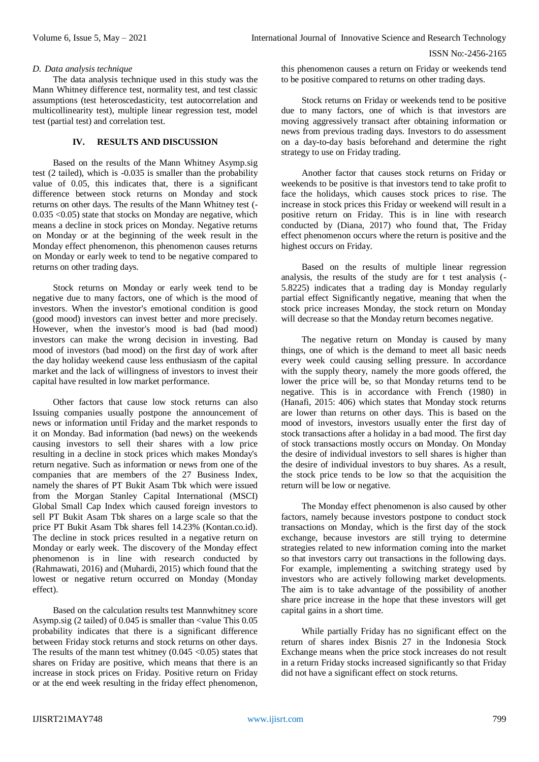*D. Data analysis technique*

The data analysis technique used in this study was the Mann Whitney difference test, normality test, and test classic assumptions (test heteroscedasticity, test autocorrelation and multicollinearity test), multiple linear regression test, model test (partial test) and correlation test.

## IV. RESULTS AND DISCUSSION

Based on the results of the Mann Whitney Asymp.sig test (2 tailed), which is -0.035 is smaller than the probability value of 0.05, this indicates that, there is a significant difference between stock returns on Monday and stock returns on other days. The results of the Mann Whitney test (-0.035 <0.05) state that stocks on Monday are negative, which means a decline in stock prices on Monday. Negative returns on Monday or at the beginning of the week result in the Monday effect phenomenon, this phenomenon causes returns on Monday or early week to tend to be negative compared to returns on other trading days.

Stock returns on Monday or early week tend to be negative due to many factors, one of which is the mood of investors. When the investor's emotional condition is good (good mood) investors can invest better and more precisely. However, when the investor's mood is bad (bad mood) investors can make the wrong decision in investing. Bad mood of investors (bad mood) on the first day of work after the day holiday weekend cause less enthusiasm of the capital market and the lack of willingness of investors to invest their capital have resulted in low market performance.

Other factors that cause low stock returns can also Issuing companies usually postpone the announcement of news or information until Friday and the market responds to it on Monday. Bad information (bad news) on the weekends causing investors to sell their shares with a low price resulting in a decline in stock prices which makes Monday's return negative. Such as information or news from one of the companies that are members of the 27 Business Index, namely the shares of PT Bukit Asam Tbk which were issued from the Morgan Stanley Capital International (MSCI) Global Small Cap Index which caused foreign investors to sell PT Bukit Asam Tbk shares on a large scale so that the price PT Bukit Asam Tbk shares fell 14.23% (Kontan.co.id). The decline in stock prices resulted in a negative return on Monday or early week. The discovery of the Monday effect phenomenon is in line with research conducted by (Rahmawati, 2016) and (Muhardi, 2015) which found that the lowest or negative return occurred on Monday (Monday effect).

Based on the calculation results test Mannwhitney score Asymp.sig (2 tailed) of 0.045 is smaller than <value This 0.05 probability indicates that there is a significant difference between Friday stock returns and stock returns on other days. The results of the mann test whitney (0.045 <0.05) states that shares on Friday are positive, which means that there is an increase in stock prices on Friday. Positive return on Friday or at the end week resulting in the friday effect phenomenon, this phenomenon causes a return on Friday or weekends tend to be positive compared to returns on other trading days.

Stock returns on Friday or weekends tend to be positive due to many factors, one of which is that investors are moving aggressively transact after obtaining information or news from previous trading days. Investors to do assessment on a day-to-day basis beforehand and determine the right strategy to use on Friday trading.

Another factor that causes stock returns on Friday or weekends to be positive is that investors tend to take profit to face the holidays, which causes stock prices to rise. The increase in stock prices this Friday or weekend will result in a positive return on Friday. This is in line with research conducted by (Diana, 2017) who found that, The Friday effect phenomenon occurs where the return is positive and the highest occurs on Friday.

Based on the results of multiple linear regression analysis, the results of the study are for t test analysis (-5.8225) indicates that a trading day is Monday regularly partial effect Significantly negative, meaning that when the stock price increases Monday, the stock return on Monday will decrease so that the Monday return becomes negative.

The negative return on Monday is caused by many things, one of which is the demand to meet all basic needs every week could causing selling pressure. In accordance with the supply theory, namely the more goods offered, the lower the price will be, so that Monday returns tend to be negative. This is in accordance with French (1980) in (Hanafi, 2015: 406) which states that Monday stock returns are lower than returns on other days. This is based on the mood of investors, investors usually enter the first day of stock transactions after a holiday in a bad mood. The first day of stock transactions mostly occurs on Monday. On Monday the desire of individual investors to sell shares is higher than the desire of individual investors to buy shares. As a result, the stock price tends to be low so that the acquisition the return will be low or negative.

The Monday effect phenomenon is also caused by other factors, namely because investors postpone to conduct stock transactions on Monday, which is the first day of the stock exchange, because investors are still trying to determine strategies related to new information coming into the market so that investors carry out transactions in the following days. For example, implementing a switching strategy used by investors who are actively following market developments. The aim is to take advantage of the possibility of another share price increase in the hope that these investors will get capital gains in a short time.

While partially Friday has no significant effect on the return of shares index Bisnis 27 in the Indonesia Stock Exchange means when the price stock increases do not result in a return Friday stocks increased significantly so that Friday did not have a significant effect on stock returns.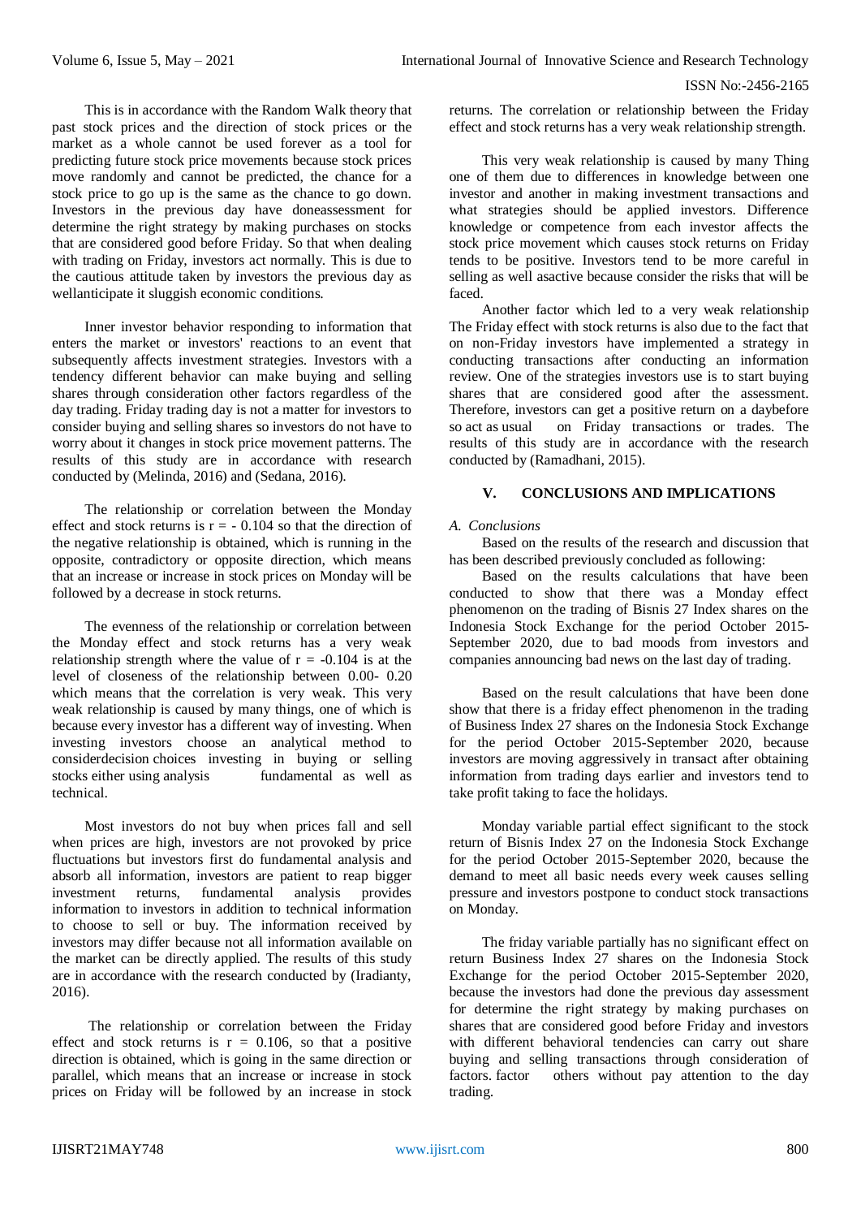This is in accordance with the Random Walk theory that past stock prices and the direction of stock prices or the market as a whole cannot be used forever as a tool for predicting future stock price movements because stock prices move randomly and cannot be predicted, the chance for a stock price to go up is the same as the chance to go down. Investors in the previous day have doneassessment for determine the right strategy by making purchases on stocks that are considered good before Friday. So that when dealing with trading on Friday, investors act normally. This is due to the cautious attitude taken by investors the previous day as wellanticipate it sluggish economic conditions.

Inner investor behavior responding to information that enters the market or investors' reactions to an event that subsequently affects investment strategies. Investors with a tendency different behavior can make buying and selling shares through consideration other factors regardless of the day trading. Friday trading day is not a matter for investors to consider buying and selling shares so investors do not have to worry about it changes in stock price movement patterns. The results of this study are in accordance with research conducted by (Melinda, 2016) and (Sedana, 2016).

The relationship or correlation between the Monday effect and stock returns is $r = -0.104$ so that the direction of the negative relationship is obtained, which is running in the opposite, contradictory or opposite direction, which means that an increase or increase in stock prices on Monday will be followed by a decrease in stock returns.

The evenness of the relationship or correlation between the Monday effect and stock returns has a very weak relationship strength where the value of $r = -0.104$ is at the level of closeness of the relationship between 0.00- 0.20 which means that the correlation is very weak. This very weak relationship is caused by many things, one of which is because every investor has a different way of investing. When investing investors choose an analytical method to considerdecision choices investing in buying or selling stocks either using analysis fundamental as well as technical.

Most investors do not buy when prices fall and sell when prices are high, investors are not provoked by price fluctuations but investors first do fundamental analysis and absorb all information, investors are patient to reap bigger investment returns, fundamental analysis provides information to investors in addition to technical information to choose to sell or buy. The information received by investors may differ because not all information available on the market can be directly applied. The results of this study are in accordance with the research conducted by (Iradianty, 2016).

The relationship or correlation between the Friday effect and stock returns is $r = 0.106$, so that a positive direction is obtained, which is going in the same direction or parallel, which means that an increase or increase in stock prices on Friday will be followed by an increase in stock returns. The correlation or relationship between the Friday effect and stock returns has a very weak relationship strength.

This very weak relationship is caused by many Thing one of them due to differences in knowledge between one investor and another in making investment transactions and what strategies should be applied investors. Difference knowledge or competence from each investor affects the stock price movement which causes stock returns on Friday tends to be positive. Investors tend to be more careful in selling as well asactive because consider the risks that will be faced.

Another factor which led to a very weak relationship The Friday effect with stock returns is also due to the fact that on non-Friday investors have implemented a strategy in conducting transactions after conducting an information review. One of the strategies investors use is to start buying shares that are considered good after the assessment. Therefore, investors can get a positive return on a daybefore so act as usual on Friday transactions or trades. The results of this study are in accordance with the research conducted by (Ramadhani, 2015).

## V. CONCLUSIONS AND IMPLICATIONS

### *A. Conclusions*

Based on the results of the research and discussion that has been described previously concluded as following:

Based on the results calculations that have been conducted to show that there was a Monday effect phenomenon on the trading of Bisnis 27 Index shares on the Indonesia Stock Exchange for the period October 2015-September 2020, due to bad moods from investors and companies announcing bad news on the last day of trading.

Based on the result calculations that have been done show that there is a friday effect phenomenon in the trading of Business Index 27 shares on the Indonesia Stock Exchange for the period October 2015-September 2020, because investors are moving aggressively in transact after obtaining information from trading days earlier and investors tend to take profit taking to face the holidays.

Monday variable partial effect significant to the stock return of Bisnis Index 27 on the Indonesia Stock Exchange for the period October 2015-September 2020, because the demand to meet all basic needs every week causes selling pressure and investors postpone to conduct stock transactions on Monday.

The friday variable partially has no significant effect on return Business Index 27 shares on the Indonesia Stock Exchange for the period October 2015-September 2020, because the investors had done the previous day assessment for determine the right strategy by making purchases on shares that are considered good before Friday and investors with different behavioral tendencies can carry out share buying and selling transactions through consideration of factors. factor others without pay attention to the day trading.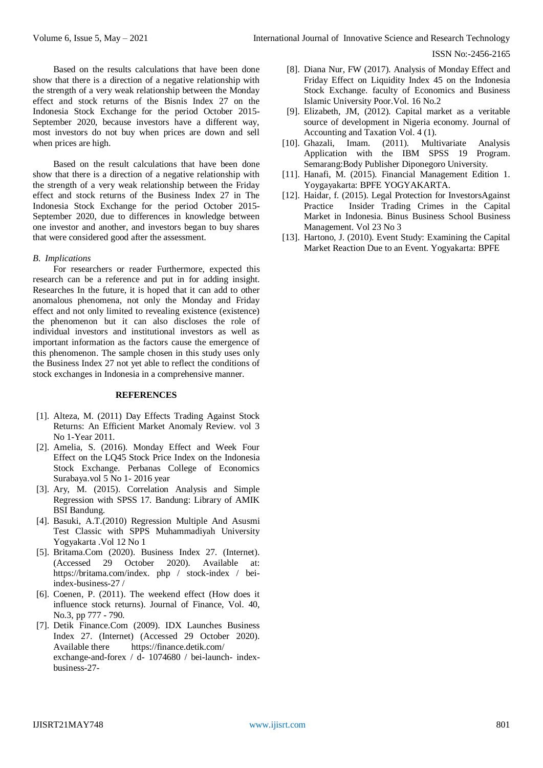Based on the results calculations that have been done show that there is a direction of a negative relationship with the strength of a very weak relationship between the Monday effect and stock returns of the Bisnis Index 27 on the Indonesia Stock Exchange for the period October 2015-September 2020, because investors have a different way, most investors do not buy when prices are down and sell when prices are high.

Based on the result calculations that have been done show that there is a direction of a negative relationship with the strength of a very weak relationship between the Friday effect and stock returns of the Business Index 27 in The Indonesia Stock Exchange for the period October 2015-September 2020, due to differences in knowledge between one investor and another, and investors began to buy shares that were considered good after the assessment.

### *B. Implications*

For researchers or reader Furthermore, expected this research can be a reference and put in for adding insight. Researches In the future, it is hoped that it can add to other anomalous phenomena, not only the Monday and Friday effect and not only limited to revealing existence (existence) the phenomenon but it can also discloses the role of individual investors and institutional investors as well as important information as the factors cause the emergence of this phenomenon. The sample chosen in this study uses only the Business Index 27 not yet able to reflect the conditions of stock exchanges in Indonesia in a comprehensive manner.

## REFERENCES

[1]. Alteza, M. (2011) Day Effects Trading Against Stock Returns: An Efficient Market Anomaly Review. vol 3 No 1-Year 2011.

[2]. Amelia, S. (2016). Monday Effect and Week Four Effect on the LQ45 Stock Price Index on the Indonesia Stock Exchange. Perbanas College of Economics Surabaya.vol 5 No 1- 2016 year

[3]. Ary, M. (2015). Correlation Analysis and Simple Regression with SPSS 17. Bandung: Library of AMIK BSI Bandung.

[4]. Basuki, A.T.(2010) Regression Multiple And Asusmi Test Classic with SPPS Muhammadiyah University Yogyakarta .Vol 12 No 1

[5]. Britama.Com (2020). Business Index 27. (Internet). (Accessed 29 October 2020). Available at: https://britama.com/index. php / stock-index / bei-index-business-27 /

[6]. Coenen, P. (2011). The weekend effect (How does it influence stock returns). Journal of Finance, Vol. 40, No.3, pp 777 - 790.

[7]. Detik Finance.Com (2009). IDX Launches Business Index 27. (Internet) (Accessed 29 October 2020). Available there https://finance.detik.com/ exchange-and-forex / d- 1074680 / bei-launch- index-business-27-

[8]. Diana Nur, FW (2017). Analysis of Monday Effect and Friday Effect on Liquidity Index 45 on the Indonesia Stock Exchange. faculty of Economics and Business Islamic University Poor.Vol. 16 No.2

[9]. Elizabeth, JM, (2012). Capital market as a veritable source of development in Nigeria economy. Journal of Accounting and Taxation Vol. 4 (1).

[10]. Ghazali, Imam. (2011). Multivariate Analysis Application with the IBM SPSS 19 Program. Semarang:Body Publisher Diponegoro University.

[11]. Hanafi, M. (2015). Financial Management Edition 1. Yoygayakarta: BPFE YOGYAKARTA.

[12]. Haidar, f. (2015). Legal Protection for InvestorsAgainst Practice Insider Trading Crimes in the Capital Market in Indonesia. Binus Business School Business Management. Vol 23 No 3

[13]. Hartono, J. (2010). Event Study: Examining the Capital Market Reaction Due to an Event. Yogyakarta: BPFE